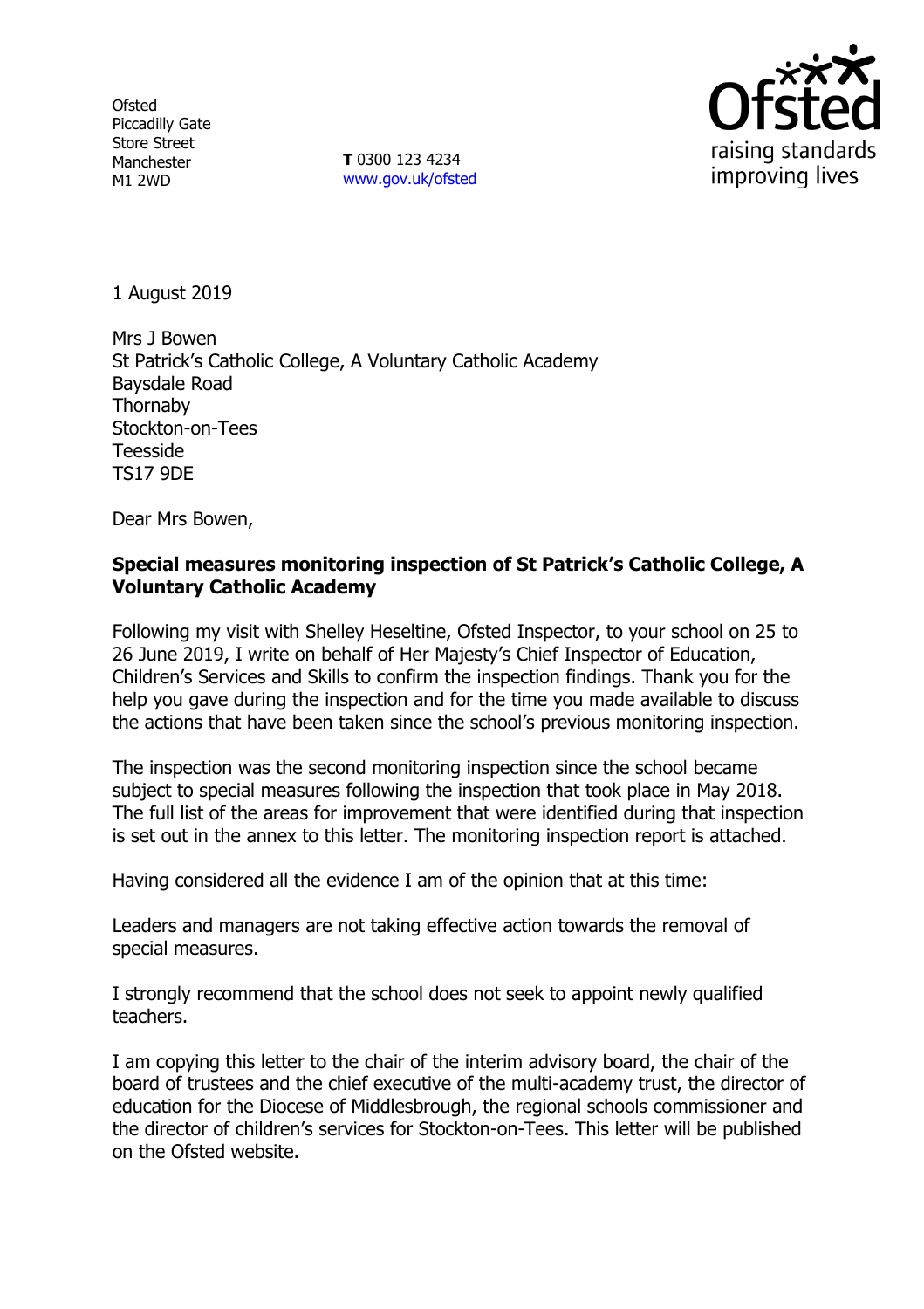Ofsted
Piccadilly Gate
Store Street
Manchester
M1 2WD

**T** 0300 123 4234
www.gov.uk/ofsted

1 August 2019

Mrs J Bowen
St Patrick's Catholic College, A Voluntary Catholic Academy
Baysdale Road
Thornaby
Stockton-on-Tees
Teesside
TS17 9DE

Dear Mrs Bowen,

**Special measures monitoring inspection of St Patrick's Catholic College, A Voluntary Catholic Academy**

Following my visit with Shelley Heseltine, Ofsted Inspector, to your school on 25 to 26 June 2019, I write on behalf of Her Majesty's Chief Inspector of Education, Children's Services and Skills to confirm the inspection findings. Thank you for the help you gave during the inspection and for the time you made available to discuss the actions that have been taken since the school's previous monitoring inspection.

The inspection was the second monitoring inspection since the school became subject to special measures following the inspection that took place in May 2018. The full list of the areas for improvement that were identified during that inspection is set out in the annex to this letter. The monitoring inspection report is attached.

Having considered all the evidence I am of the opinion that at this time:

Leaders and managers are not taking effective action towards the removal of special measures.

I strongly recommend that the school does not seek to appoint newly qualified teachers.

I am copying this letter to the chair of the interim advisory board, the chair of the board of trustees and the chief executive of the multi-academy trust, the director of education for the Diocese of Middlesbrough, the regional schools commissioner and the director of children's services for Stockton-on-Tees. This letter will be published on the Ofsted website.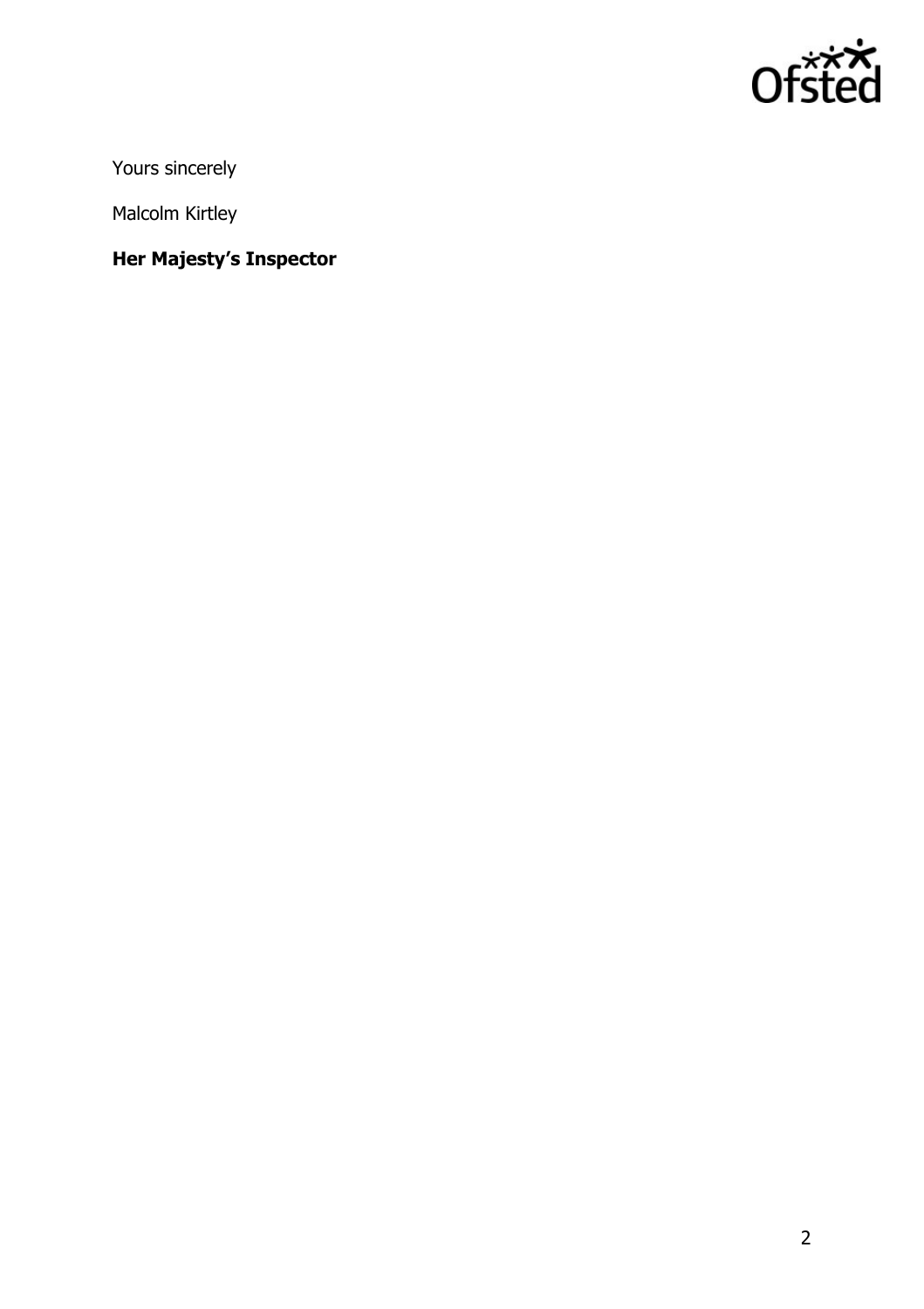Yours sincerely

Malcolm Kirtley

**Her Majesty's Inspector**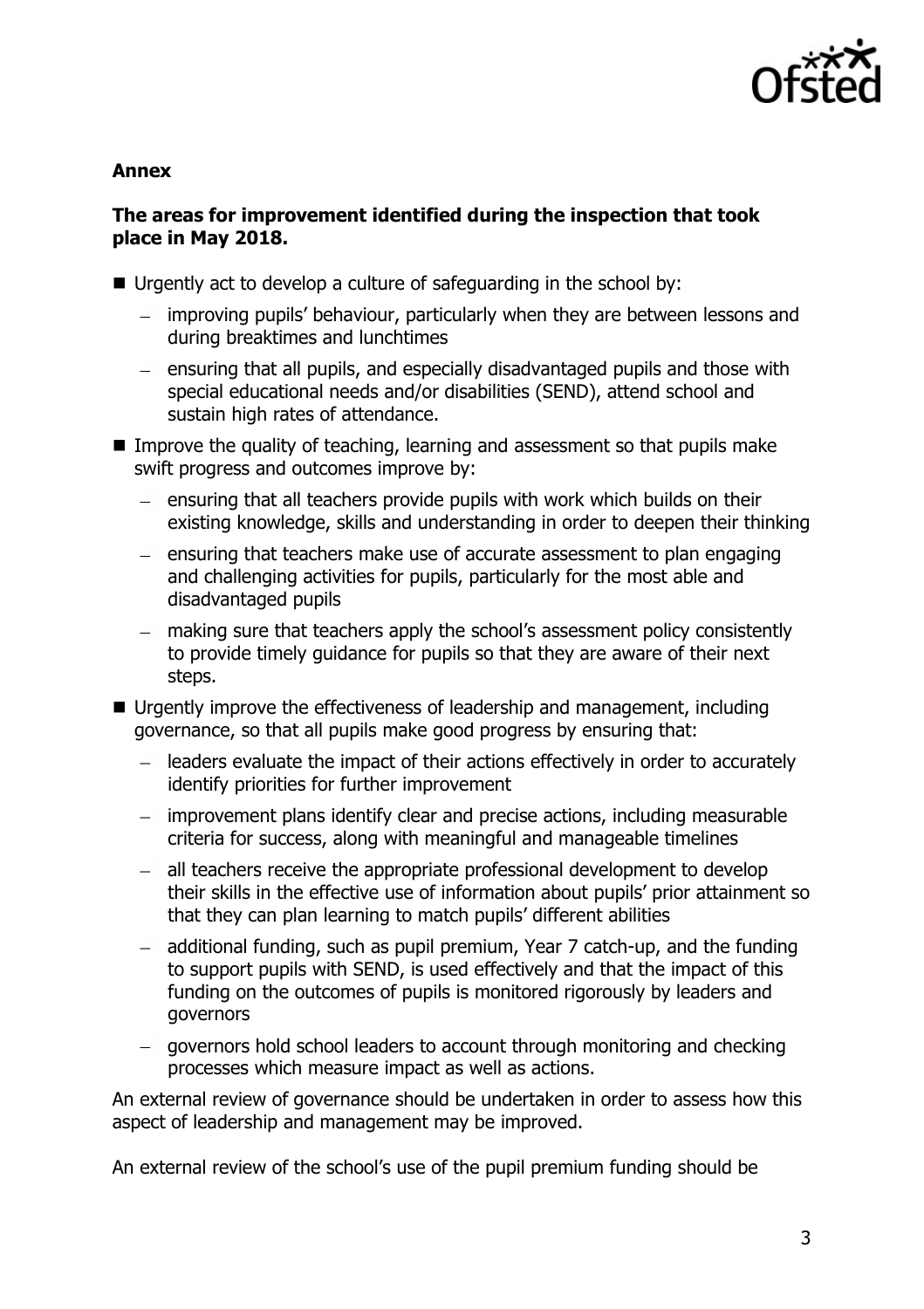**Annex**

**The areas for improvement identified during the inspection that took place in May 2018.**

- Urgently act to develop a culture of safeguarding in the school by:
  - improving pupils' behaviour, particularly when they are between lessons and during breaktimes and lunchtimes
  - ensuring that all pupils, and especially disadvantaged pupils and those with special educational needs and/or disabilities (SEND), attend school and sustain high rates of attendance.
- Improve the quality of teaching, learning and assessment so that pupils make swift progress and outcomes improve by:
  - ensuring that all teachers provide pupils with work which builds on their existing knowledge, skills and understanding in order to deepen their thinking
  - ensuring that teachers make use of accurate assessment to plan engaging and challenging activities for pupils, particularly for the most able and disadvantaged pupils
  - making sure that teachers apply the school's assessment policy consistently to provide timely guidance for pupils so that they are aware of their next steps.
- Urgently improve the effectiveness of leadership and management, including governance, so that all pupils make good progress by ensuring that:
  - leaders evaluate the impact of their actions effectively in order to accurately identify priorities for further improvement
  - improvement plans identify clear and precise actions, including measurable criteria for success, along with meaningful and manageable timelines
  - all teachers receive the appropriate professional development to develop their skills in the effective use of information about pupils' prior attainment so that they can plan learning to match pupils' different abilities
  - additional funding, such as pupil premium, Year 7 catch-up, and the funding to support pupils with SEND, is used effectively and that the impact of this funding on the outcomes of pupils is monitored rigorously by leaders and governors
  - governors hold school leaders to account through monitoring and checking processes which measure impact as well as actions.

An external review of governance should be undertaken in order to assess how this aspect of leadership and management may be improved.

An external review of the school's use of the pupil premium funding should be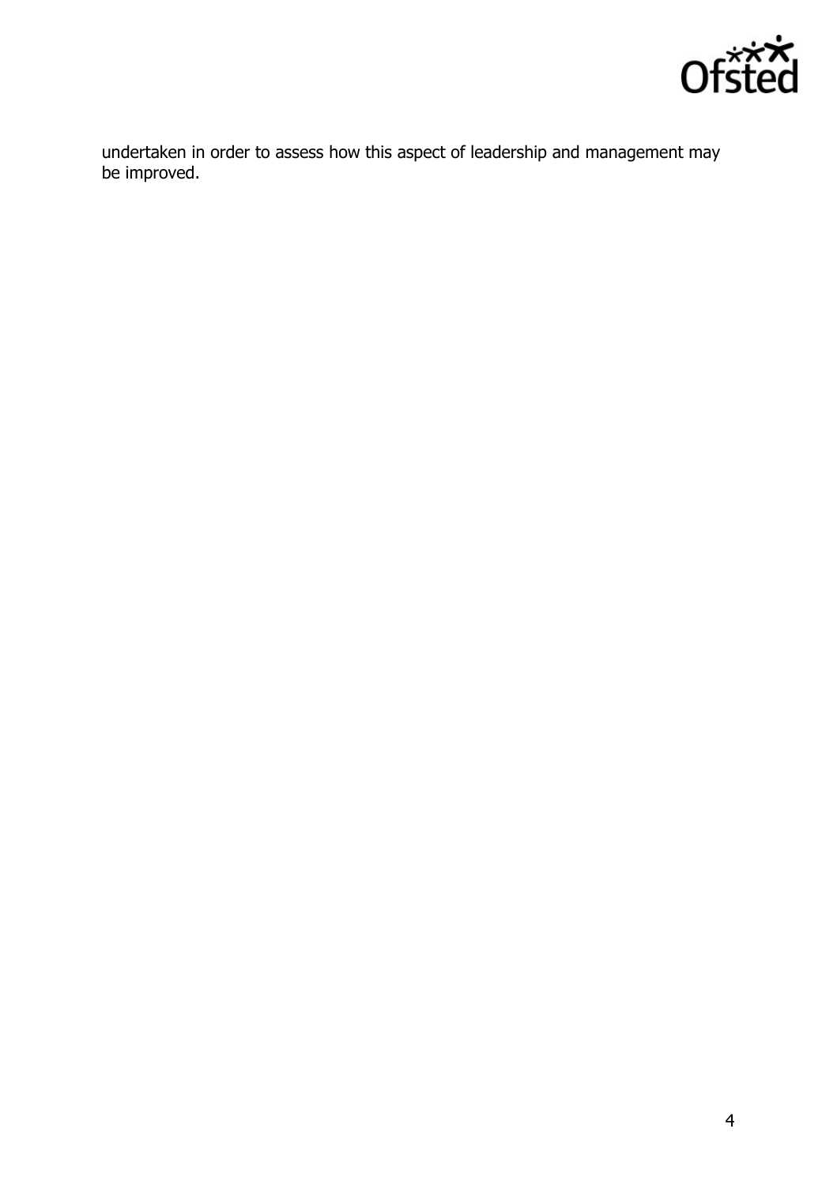undertaken in order to assess how this aspect of leadership and management may be improved.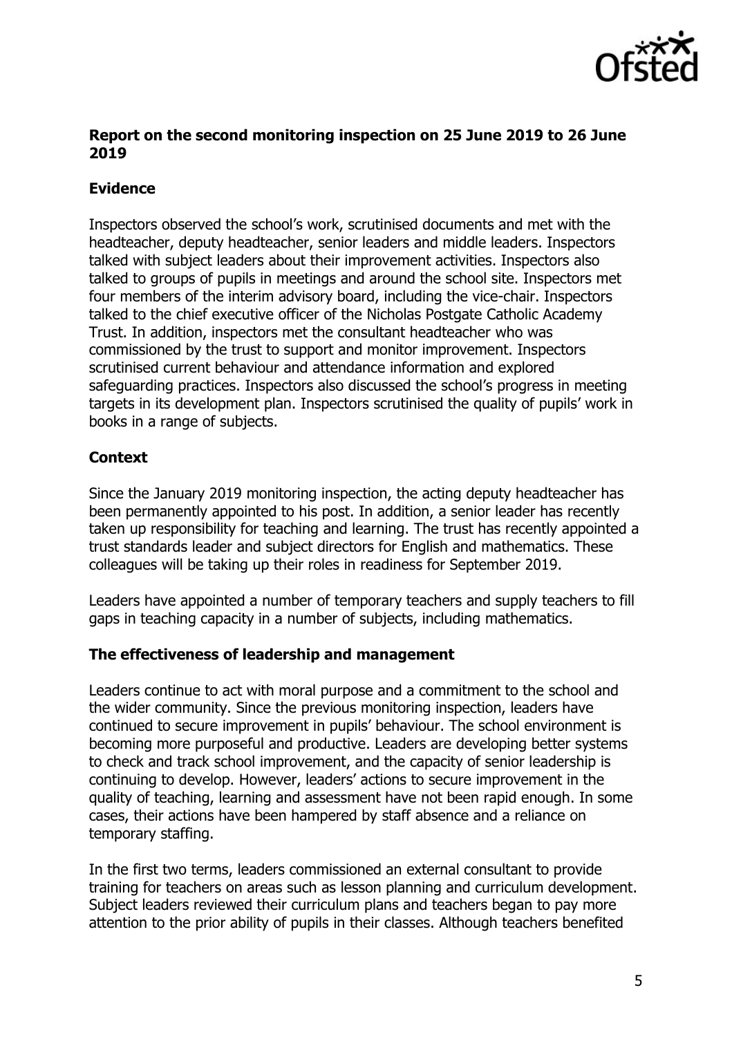**Report on the second monitoring inspection on 25 June 2019 to 26 June 2019**

**Evidence**

Inspectors observed the school's work, scrutinised documents and met with the headteacher, deputy headteacher, senior leaders and middle leaders. Inspectors talked with subject leaders about their improvement activities. Inspectors also talked to groups of pupils in meetings and around the school site. Inspectors met four members of the interim advisory board, including the vice-chair. Inspectors talked to the chief executive officer of the Nicholas Postgate Catholic Academy Trust. In addition, inspectors met the consultant headteacher who was commissioned by the trust to support and monitor improvement. Inspectors scrutinised current behaviour and attendance information and explored safeguarding practices. Inspectors also discussed the school's progress in meeting targets in its development plan. Inspectors scrutinised the quality of pupils' work in books in a range of subjects.

**Context**

Since the January 2019 monitoring inspection, the acting deputy headteacher has been permanently appointed to his post. In addition, a senior leader has recently taken up responsibility for teaching and learning. The trust has recently appointed a trust standards leader and subject directors for English and mathematics. These colleagues will be taking up their roles in readiness for September 2019.

Leaders have appointed a number of temporary teachers and supply teachers to fill gaps in teaching capacity in a number of subjects, including mathematics.

**The effectiveness of leadership and management**

Leaders continue to act with moral purpose and a commitment to the school and the wider community. Since the previous monitoring inspection, leaders have continued to secure improvement in pupils' behaviour. The school environment is becoming more purposeful and productive. Leaders are developing better systems to check and track school improvement, and the capacity of senior leadership is continuing to develop. However, leaders' actions to secure improvement in the quality of teaching, learning and assessment have not been rapid enough. In some cases, their actions have been hampered by staff absence and a reliance on temporary staffing.

In the first two terms, leaders commissioned an external consultant to provide training for teachers on areas such as lesson planning and curriculum development. Subject leaders reviewed their curriculum plans and teachers began to pay more attention to the prior ability of pupils in their classes. Although teachers benefited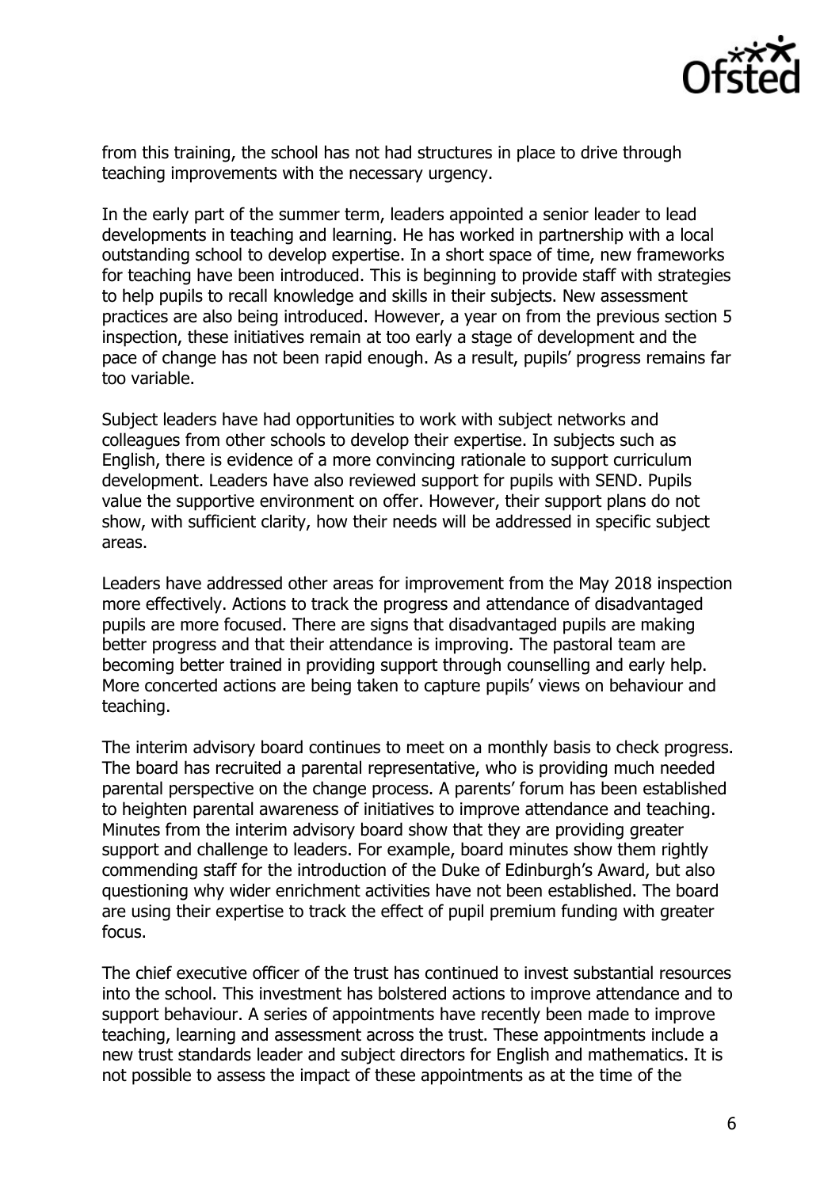from this training, the school has not had structures in place to drive through teaching improvements with the necessary urgency.

In the early part of the summer term, leaders appointed a senior leader to lead developments in teaching and learning. He has worked in partnership with a local outstanding school to develop expertise. In a short space of time, new frameworks for teaching have been introduced. This is beginning to provide staff with strategies to help pupils to recall knowledge and skills in their subjects. New assessment practices are also being introduced. However, a year on from the previous section 5 inspection, these initiatives remain at too early a stage of development and the pace of change has not been rapid enough. As a result, pupils' progress remains far too variable.

Subject leaders have had opportunities to work with subject networks and colleagues from other schools to develop their expertise. In subjects such as English, there is evidence of a more convincing rationale to support curriculum development. Leaders have also reviewed support for pupils with SEND. Pupils value the supportive environment on offer. However, their support plans do not show, with sufficient clarity, how their needs will be addressed in specific subject areas.

Leaders have addressed other areas for improvement from the May 2018 inspection more effectively. Actions to track the progress and attendance of disadvantaged pupils are more focused. There are signs that disadvantaged pupils are making better progress and that their attendance is improving. The pastoral team are becoming better trained in providing support through counselling and early help. More concerted actions are being taken to capture pupils' views on behaviour and teaching.

The interim advisory board continues to meet on a monthly basis to check progress. The board has recruited a parental representative, who is providing much needed parental perspective on the change process. A parents' forum has been established to heighten parental awareness of initiatives to improve attendance and teaching. Minutes from the interim advisory board show that they are providing greater support and challenge to leaders. For example, board minutes show them rightly commending staff for the introduction of the Duke of Edinburgh's Award, but also questioning why wider enrichment activities have not been established. The board are using their expertise to track the effect of pupil premium funding with greater focus.

The chief executive officer of the trust has continued to invest substantial resources into the school. This investment has bolstered actions to improve attendance and to support behaviour. A series of appointments have recently been made to improve teaching, learning and assessment across the trust. These appointments include a new trust standards leader and subject directors for English and mathematics. It is not possible to assess the impact of these appointments as at the time of the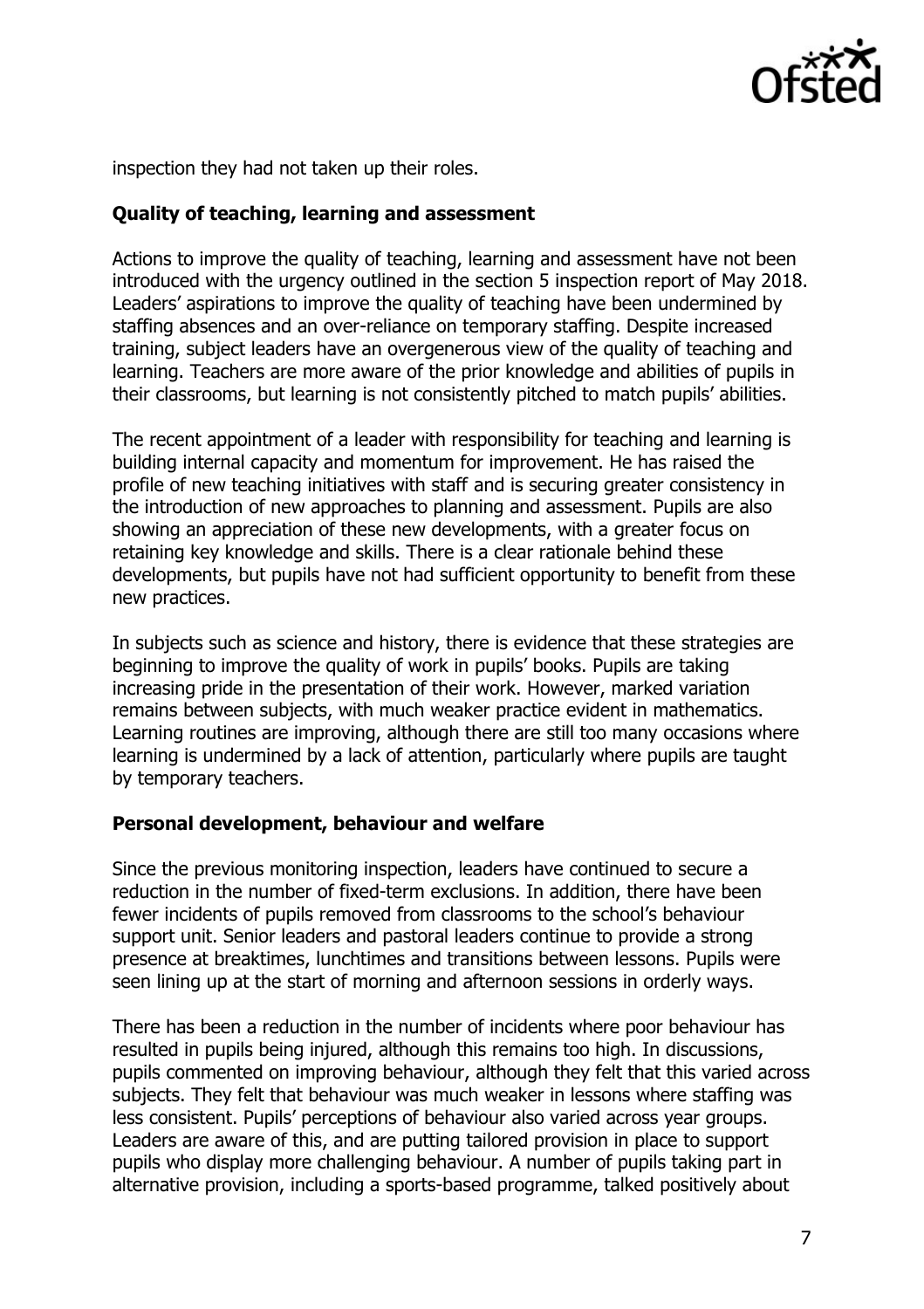inspection they had not taken up their roles.

## Quality of teaching, learning and assessment

Actions to improve the quality of teaching, learning and assessment have not been introduced with the urgency outlined in the section 5 inspection report of May 2018. Leaders' aspirations to improve the quality of teaching have been undermined by staffing absences and an over-reliance on temporary staffing. Despite increased training, subject leaders have an overgenerous view of the quality of teaching and learning. Teachers are more aware of the prior knowledge and abilities of pupils in their classrooms, but learning is not consistently pitched to match pupils' abilities.

The recent appointment of a leader with responsibility for teaching and learning is building internal capacity and momentum for improvement. He has raised the profile of new teaching initiatives with staff and is securing greater consistency in the introduction of new approaches to planning and assessment. Pupils are also showing an appreciation of these new developments, with a greater focus on retaining key knowledge and skills. There is a clear rationale behind these developments, but pupils have not had sufficient opportunity to benefit from these new practices.

In subjects such as science and history, there is evidence that these strategies are beginning to improve the quality of work in pupils' books. Pupils are taking increasing pride in the presentation of their work. However, marked variation remains between subjects, with much weaker practice evident in mathematics. Learning routines are improving, although there are still too many occasions where learning is undermined by a lack of attention, particularly where pupils are taught by temporary teachers.

## Personal development, behaviour and welfare

Since the previous monitoring inspection, leaders have continued to secure a reduction in the number of fixed-term exclusions. In addition, there have been fewer incidents of pupils removed from classrooms to the school's behaviour support unit. Senior leaders and pastoral leaders continue to provide a strong presence at breaktimes, lunchtimes and transitions between lessons. Pupils were seen lining up at the start of morning and afternoon sessions in orderly ways.

There has been a reduction in the number of incidents where poor behaviour has resulted in pupils being injured, although this remains too high. In discussions, pupils commented on improving behaviour, although they felt that this varied across subjects. They felt that behaviour was much weaker in lessons where staffing was less consistent. Pupils' perceptions of behaviour also varied across year groups. Leaders are aware of this, and are putting tailored provision in place to support pupils who display more challenging behaviour. A number of pupils taking part in alternative provision, including a sports-based programme, talked positively about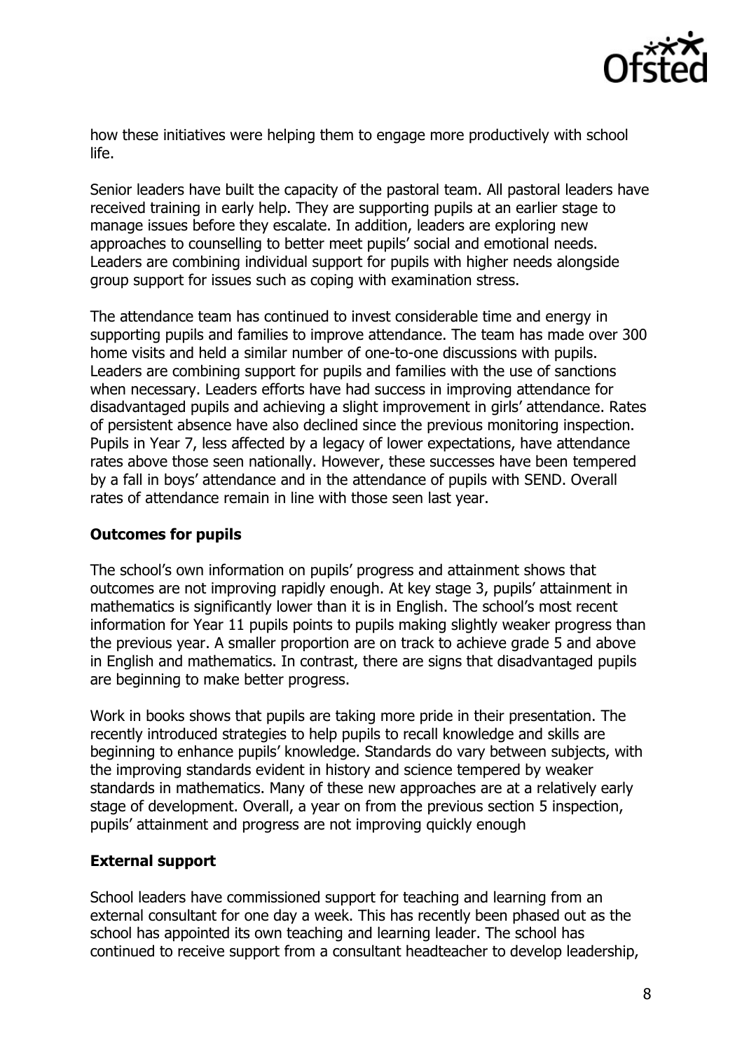how these initiatives were helping them to engage more productively with school life.

Senior leaders have built the capacity of the pastoral team. All pastoral leaders have received training in early help. They are supporting pupils at an earlier stage to manage issues before they escalate. In addition, leaders are exploring new approaches to counselling to better meet pupils' social and emotional needs. Leaders are combining individual support for pupils with higher needs alongside group support for issues such as coping with examination stress.

The attendance team has continued to invest considerable time and energy in supporting pupils and families to improve attendance. The team has made over 300 home visits and held a similar number of one-to-one discussions with pupils. Leaders are combining support for pupils and families with the use of sanctions when necessary. Leaders efforts have had success in improving attendance for disadvantaged pupils and achieving a slight improvement in girls' attendance. Rates of persistent absence have also declined since the previous monitoring inspection. Pupils in Year 7, less affected by a legacy of lower expectations, have attendance rates above those seen nationally. However, these successes have been tempered by a fall in boys' attendance and in the attendance of pupils with SEND. Overall rates of attendance remain in line with those seen last year.

**Outcomes for pupils**

The school's own information on pupils' progress and attainment shows that outcomes are not improving rapidly enough. At key stage 3, pupils' attainment in mathematics is significantly lower than it is in English. The school's most recent information for Year 11 pupils points to pupils making slightly weaker progress than the previous year. A smaller proportion are on track to achieve grade 5 and above in English and mathematics. In contrast, there are signs that disadvantaged pupils are beginning to make better progress.

Work in books shows that pupils are taking more pride in their presentation. The recently introduced strategies to help pupils to recall knowledge and skills are beginning to enhance pupils' knowledge. Standards do vary between subjects, with the improving standards evident in history and science tempered by weaker standards in mathematics. Many of these new approaches are at a relatively early stage of development. Overall, a year on from the previous section 5 inspection, pupils' attainment and progress are not improving quickly enough

**External support**

School leaders have commissioned support for teaching and learning from an external consultant for one day a week. This has recently been phased out as the school has appointed its own teaching and learning leader. The school has continued to receive support from a consultant headteacher to develop leadership,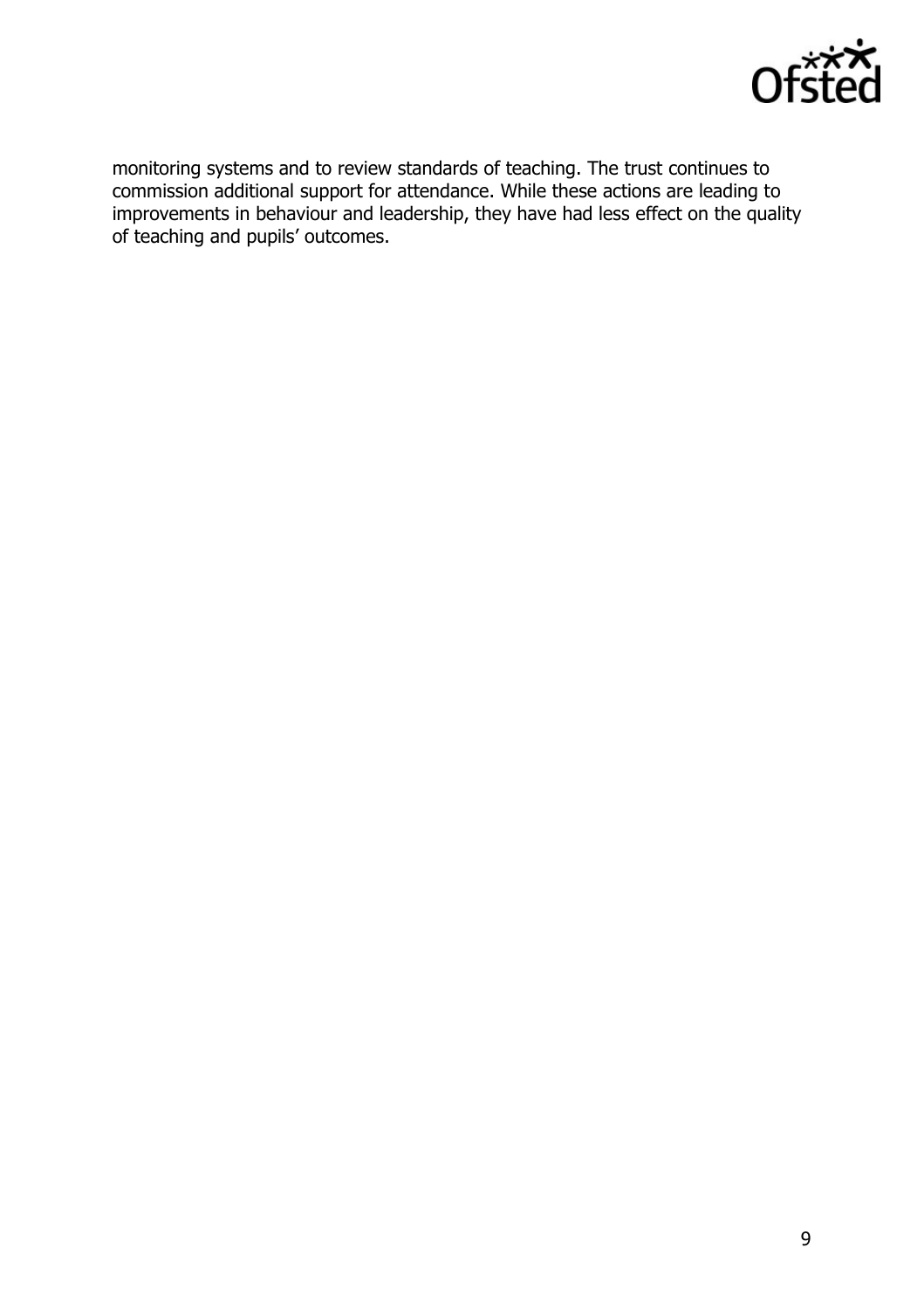monitoring systems and to review standards of teaching. The trust continues to commission additional support for attendance. While these actions are leading to improvements in behaviour and leadership, they have had less effect on the quality of teaching and pupils' outcomes.